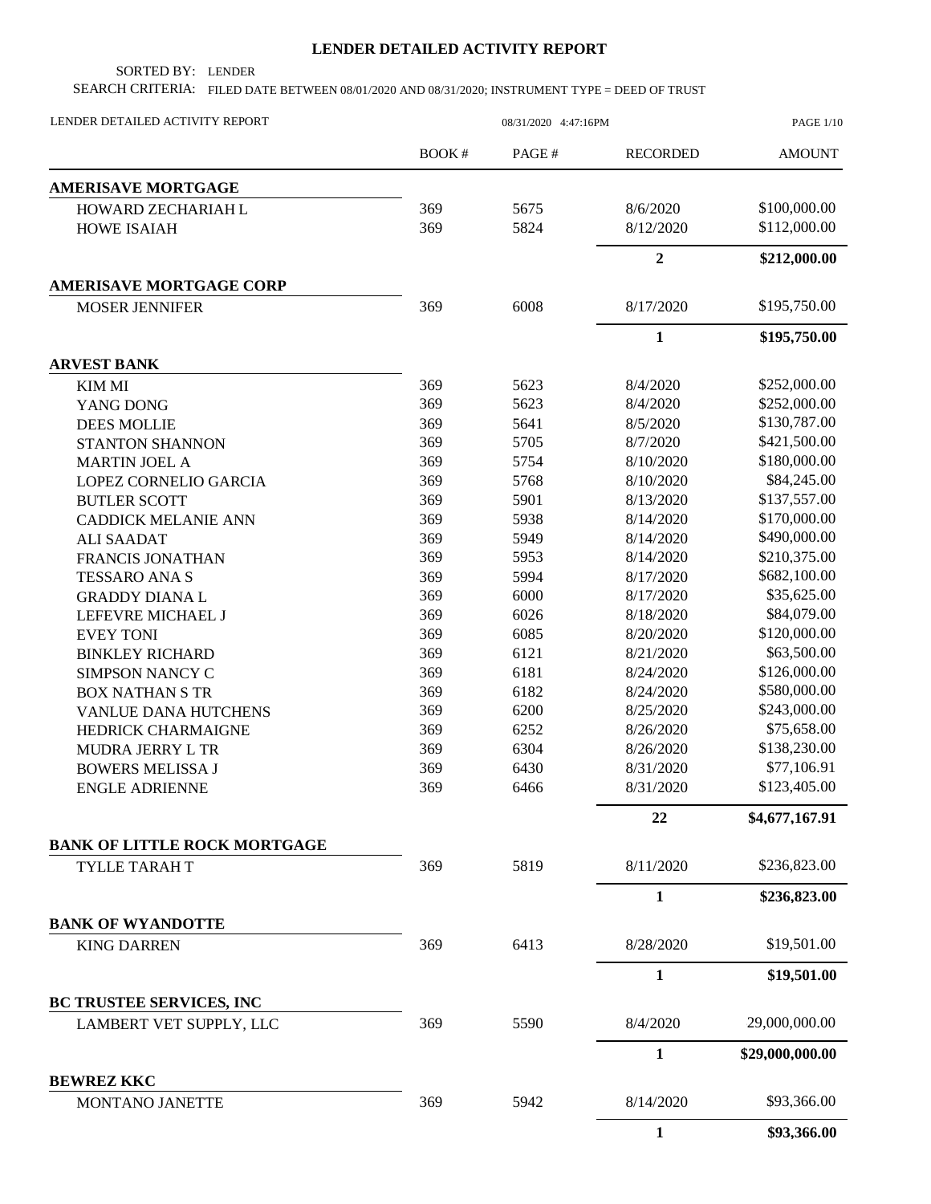# LENDER DETAILED ACTIVITY REPORT

SORTED BY: LENDER

SEARCH CRITERIA: FILED DATE BETWEEN 08/01/2020 AND 08/31/2020; INSTRUMENT TYPE = DEED OF TRUST

LENDER DETAILED ACTIVITY REPORT 08/31/2020 4:47:16PM

| | BOOK # | PAGE # | RECORDED | AMOUNT |
|---|---|---|---|---|
| **AMERISAVE MORTGAGE** | | | | |
| HOWARD ZECHARIAH L | 369 | 5675 | 8/6/2020 | $100,000.00 |
| HOWE ISAIAH | 369 | 5824 | 8/12/2020 | $112,000.00 |
| | | | **2** | **$212,000.00** |
| **AMERISAVE MORTGAGE CORP** | | | | |
| MOSER JENNIFER | 369 | 6008 | 8/17/2020 | $195,750.00 |
| | | | **1** | **$195,750.00** |
| **ARVEST BANK** | | | | |
| KIM MI | 369 | 5623 | 8/4/2020 | $252,000.00 |
| YANG DONG | 369 | 5623 | 8/4/2020 | $252,000.00 |
| DEES MOLLIE | 369 | 5641 | 8/5/2020 | $130,787.00 |
| STANTON SHANNON | 369 | 5705 | 8/7/2020 | $421,500.00 |
| MARTIN JOEL A | 369 | 5754 | 8/10/2020 | $180,000.00 |
| LOPEZ CORNELIO GARCIA | 369 | 5768 | 8/10/2020 | $84,245.00 |
| BUTLER SCOTT | 369 | 5901 | 8/13/2020 | $137,557.00 |
| CADDICK MELANIE ANN | 369 | 5938 | 8/14/2020 | $170,000.00 |
| ALI SAADAT | 369 | 5949 | 8/14/2020 | $490,000.00 |
| FRANCIS JONATHAN | 369 | 5953 | 8/14/2020 | $210,375.00 |
| TESSARO ANA S | 369 | 5994 | 8/17/2020 | $682,100.00 |
| GRADDY DIANA L | 369 | 6000 | 8/17/2020 | $35,625.00 |
| LEFEVRE MICHAEL J | 369 | 6026 | 8/18/2020 | $84,079.00 |
| EVEY TONI | 369 | 6085 | 8/20/2020 | $120,000.00 |
| BINKLEY RICHARD | 369 | 6121 | 8/21/2020 | $63,500.00 |
| SIMPSON NANCY C | 369 | 6181 | 8/24/2020 | $126,000.00 |
| BOX NATHAN S TR | 369 | 6182 | 8/24/2020 | $580,000.00 |
| VANLUE DANA HUTCHENS | 369 | 6200 | 8/25/2020 | $243,000.00 |
| HEDRICK CHARMAIGNE | 369 | 6252 | 8/26/2020 | $75,658.00 |
| MUDRA JERRY L TR | 369 | 6304 | 8/26/2020 | $138,230.00 |
| BOWERS MELISSA J | 369 | 6430 | 8/31/2020 | $77,106.91 |
| ENGLE ADRIENNE | 369 | 6466 | 8/31/2020 | $123,405.00 |
| | | | **22** | **$4,677,167.91** |
| **BANK OF LITTLE ROCK MORTGAGE** | | | | |
| TYLLE TARAH T | 369 | 5819 | 8/11/2020 | $236,823.00 |
| | | | **1** | **$236,823.00** |
| **BANK OF WYANDOTTE** | | | | |
| KING DARREN | 369 | 6413 | 8/28/2020 | $19,501.00 |
| | | | **1** | **$19,501.00** |
| **BC TRUSTEE SERVICES, INC** | | | | |
| LAMBERT VET SUPPLY, LLC | 369 | 5590 | 8/4/2020 | 29,000,000.00 |
| | | | **1** | **$29,000,000.00** |
| **BEWREZ KKC** | | | | |
| MONTANO JANETTE | 369 | 5942 | 8/14/2020 | $93,366.00 |
| | | | **1** | **$93,366.00** |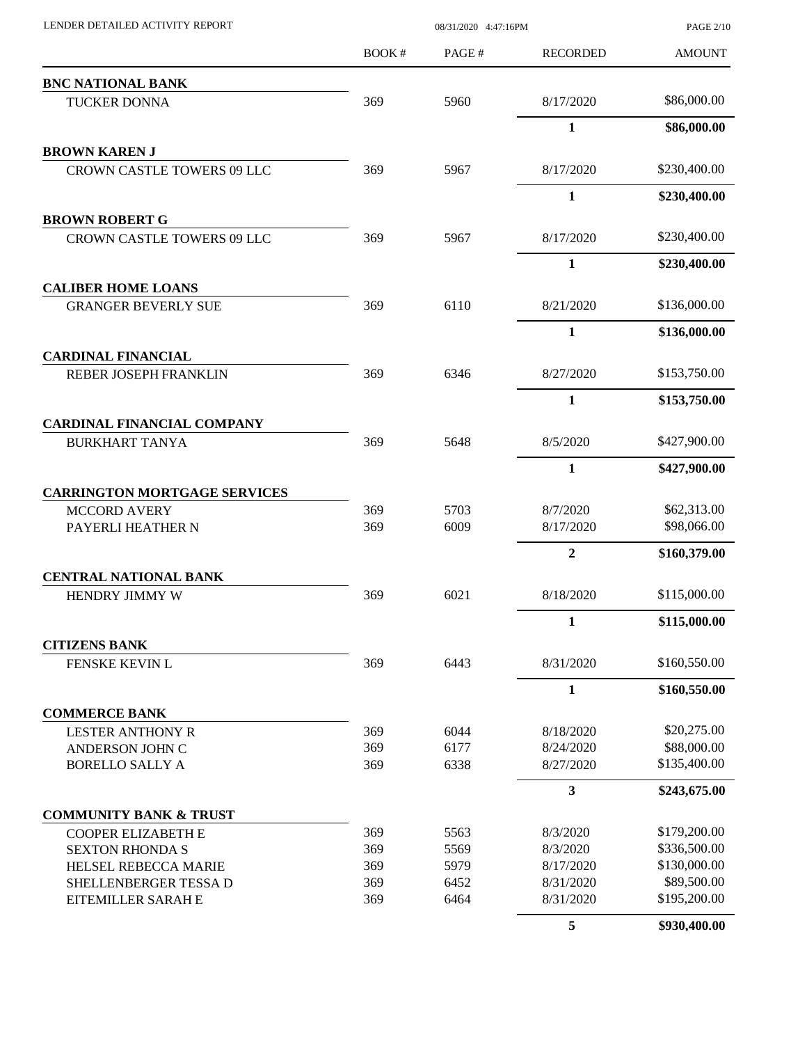| | BOOK # | PAGE # | RECORDED | AMOUNT |
|---|---|---|---|---|
| **BNC NATIONAL BANK** | | | | |
| TUCKER DONNA | 369 | 5960 | 8/17/2020 | $86,000.00 |
| | | | **1** | **$86,000.00** |
| **BROWN KAREN J** | | | | |
| CROWN CASTLE TOWERS 09 LLC | 369 | 5967 | 8/17/2020 | $230,400.00 |
| | | | **1** | **$230,400.00** |
| **BROWN ROBERT G** | | | | |
| CROWN CASTLE TOWERS 09 LLC | 369 | 5967 | 8/17/2020 | $230,400.00 |
| | | | **1** | **$230,400.00** |
| **CALIBER HOME LOANS** | | | | |
| GRANGER BEVERLY SUE | 369 | 6110 | 8/21/2020 | $136,000.00 |
| | | | **1** | **$136,000.00** |
| **CARDINAL FINANCIAL** | | | | |
| REBER JOSEPH FRANKLIN | 369 | 6346 | 8/27/2020 | $153,750.00 |
| | | | **1** | **$153,750.00** |
| **CARDINAL FINANCIAL COMPANY** | | | | |
| BURKHART TANYA | 369 | 5648 | 8/5/2020 | $427,900.00 |
| | | | **1** | **$427,900.00** |
| **CARRINGTON MORTGAGE SERVICES** | | | | |
| MCCORD AVERY | 369 | 5703 | 8/7/2020 | $62,313.00 |
| PAYERLI HEATHER N | 369 | 6009 | 8/17/2020 | $98,066.00 |
| | | | **2** | **$160,379.00** |
| **CENTRAL NATIONAL BANK** | | | | |
| HENDRY JIMMY W | 369 | 6021 | 8/18/2020 | $115,000.00 |
| | | | **1** | **$115,000.00** |
| **CITIZENS BANK** | | | | |
| FENSKE KEVIN L | 369 | 6443 | 8/31/2020 | $160,550.00 |
| | | | **1** | **$160,550.00** |
| **COMMERCE BANK** | | | | |
| LESTER ANTHONY R | 369 | 6044 | 8/18/2020 | $20,275.00 |
| ANDERSON JOHN C | 369 | 6177 | 8/24/2020 | $88,000.00 |
| BORELLO SALLY A | 369 | 6338 | 8/27/2020 | $135,400.00 |
| | | | **3** | **$243,675.00** |
| **COMMUNITY BANK & TRUST** | | | | |
| COOPER ELIZABETH E | 369 | 5563 | 8/3/2020 | $179,200.00 |
| SEXTON RHONDA S | 369 | 5569 | 8/3/2020 | $336,500.00 |
| HELSEL REBECCA MARIE | 369 | 5979 | 8/17/2020 | $130,000.00 |
| SHELLENBERGER TESSA D | 369 | 6452 | 8/31/2020 | $89,500.00 |
| EITEMILLER SARAH E | 369 | 6464 | 8/31/2020 | $195,200.00 |
| | | | **5** | **$930,400.00** |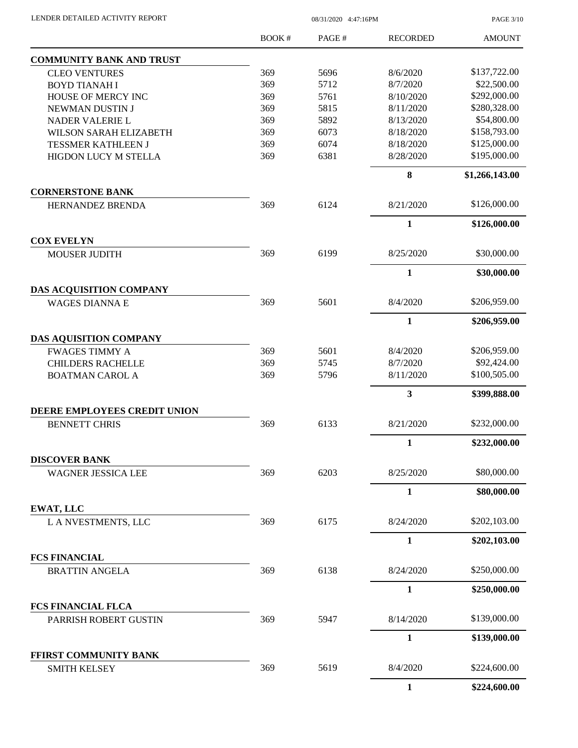| | BOOK # | PAGE # | RECORDED | AMOUNT |
|---|---|---|---|---|
| **COMMUNITY BANK AND TRUST** | | | | |
| CLEO VENTURES | 369 | 5696 | 8/6/2020 | \$137,722.00 |
| BOYD TIANAH I | 369 | 5712 | 8/7/2020 | \$22,500.00 |
| HOUSE OF MERCY INC | 369 | 5761 | 8/10/2020 | \$292,000.00 |
| NEWMAN DUSTIN J | 369 | 5815 | 8/11/2020 | \$280,328.00 |
| NADER VALERIE L | 369 | 5892 | 8/13/2020 | \$54,800.00 |
| WILSON SARAH ELIZABETH | 369 | 6073 | 8/18/2020 | \$158,793.00 |
| TESSMER KATHLEEN J | 369 | 6074 | 8/18/2020 | \$125,000.00 |
| HIGDON LUCY M STELLA | 369 | 6381 | 8/28/2020 | \$195,000.00 |
| | | | **8** | **\$1,266,143.00** |
| **CORNERSTONE BANK** | | | | |
| HERNANDEZ BRENDA | 369 | 6124 | 8/21/2020 | \$126,000.00 |
| | | | **1** | **\$126,000.00** |
| **COX EVELYN** | | | | |
| MOUSER JUDITH | 369 | 6199 | 8/25/2020 | \$30,000.00 |
| | | | **1** | **\$30,000.00** |
| **DAS ACQUISITION COMPANY** | | | | |
| WAGES DIANNA E | 369 | 5601 | 8/4/2020 | \$206,959.00 |
| | | | **1** | **\$206,959.00** |
| **DAS AQUISITION COMPANY** | | | | |
| FWAGES TIMMY A | 369 | 5601 | 8/4/2020 | \$206,959.00 |
| CHILDERS RACHELLE | 369 | 5745 | 8/7/2020 | \$92,424.00 |
| BOATMAN CAROL A | 369 | 5796 | 8/11/2020 | \$100,505.00 |
| | | | **3** | **\$399,888.00** |
| **DEERE EMPLOYEES CREDIT UNION** | | | | |
| BENNETT CHRIS | 369 | 6133 | 8/21/2020 | \$232,000.00 |
| | | | **1** | **\$232,000.00** |
| **DISCOVER BANK** | | | | |
| WAGNER JESSICA LEE | 369 | 6203 | 8/25/2020 | \$80,000.00 |
| | | | **1** | **\$80,000.00** |
| **EWAT, LLC** | | | | |
| L A NVESTMENTS, LLC | 369 | 6175 | 8/24/2020 | \$202,103.00 |
| | | | **1** | **\$202,103.00** |
| **FCS FINANCIAL** | | | | |
| BRATTIN ANGELA | 369 | 6138 | 8/24/2020 | \$250,000.00 |
| | | | **1** | **\$250,000.00** |
| **FCS FINANCIAL FLCA** | | | | |
| PARRISH ROBERT GUSTIN | 369 | 5947 | 8/14/2020 | \$139,000.00 |
| | | | **1** | **\$139,000.00** |
| **FFIRST COMMUNITY BANK** | | | | |
| SMITH KELSEY | 369 | 5619 | 8/4/2020 | \$224,600.00 |
| | | | **1** | **\$224,600.00** |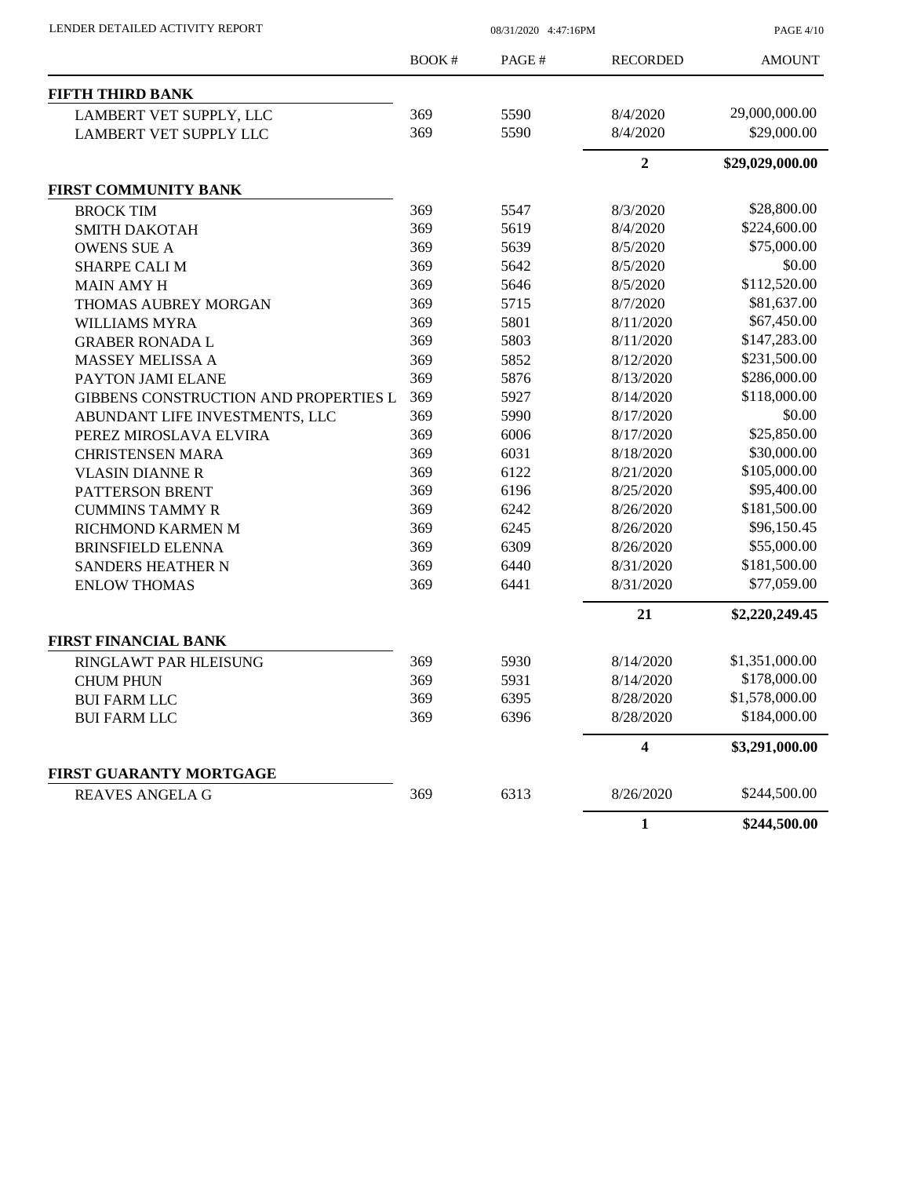| | BOOK # | PAGE # | RECORDED | AMOUNT |
|---|---|---|---|---|
| **FIFTH THIRD BANK** | | | | |
| LAMBERT VET SUPPLY, LLC | 369 | 5590 | 8/4/2020 | 29,000,000.00 |
| LAMBERT VET SUPPLY LLC | 369 | 5590 | 8/4/2020 | \$29,000.00 |
| | | | **2** | **\$29,029,000.00** |
| **FIRST COMMUNITY BANK** | | | | |
| BROCK TIM | 369 | 5547 | 8/3/2020 | \$28,800.00 |
| SMITH DAKOTAH | 369 | 5619 | 8/4/2020 | \$224,600.00 |
| OWENS SUE A | 369 | 5639 | 8/5/2020 | \$75,000.00 |
| SHARPE CALI M | 369 | 5642 | 8/5/2020 | \$0.00 |
| MAIN AMY H | 369 | 5646 | 8/5/2020 | \$112,520.00 |
| THOMAS AUBREY MORGAN | 369 | 5715 | 8/7/2020 | \$81,637.00 |
| WILLIAMS MYRA | 369 | 5801 | 8/11/2020 | \$67,450.00 |
| GRABER RONADA L | 369 | 5803 | 8/11/2020 | \$147,283.00 |
| MASSEY MELISSA A | 369 | 5852 | 8/12/2020 | \$231,500.00 |
| PAYTON JAMI ELANE | 369 | 5876 | 8/13/2020 | \$286,000.00 |
| GIBBENS CONSTRUCTION AND PROPERTIES L | 369 | 5927 | 8/14/2020 | \$118,000.00 |
| ABUNDANT LIFE INVESTMENTS, LLC | 369 | 5990 | 8/17/2020 | \$0.00 |
| PEREZ MIROSLAVA ELVIRA | 369 | 6006 | 8/17/2020 | \$25,850.00 |
| CHRISTENSEN MARA | 369 | 6031 | 8/18/2020 | \$30,000.00 |
| VLASIN DIANNE R | 369 | 6122 | 8/21/2020 | \$105,000.00 |
| PATTERSON BRENT | 369 | 6196 | 8/25/2020 | \$95,400.00 |
| CUMMINS TAMMY R | 369 | 6242 | 8/26/2020 | \$181,500.00 |
| RICHMOND KARMEN M | 369 | 6245 | 8/26/2020 | \$96,150.45 |
| BRINSFIELD ELENNA | 369 | 6309 | 8/26/2020 | \$55,000.00 |
| SANDERS HEATHER N | 369 | 6440 | 8/31/2020 | \$181,500.00 |
| ENLOW THOMAS | 369 | 6441 | 8/31/2020 | \$77,059.00 |
| | | | **21** | **\$2,220,249.45** |
| **FIRST FINANCIAL BANK** | | | | |
| RINGLAWT PAR HLEISUNG | 369 | 5930 | 8/14/2020 | \$1,351,000.00 |
| CHUM PHUN | 369 | 5931 | 8/14/2020 | \$178,000.00 |
| BUI FARM LLC | 369 | 6395 | 8/28/2020 | \$1,578,000.00 |
| BUI FARM LLC | 369 | 6396 | 8/28/2020 | \$184,000.00 |
| | | | **4** | **\$3,291,000.00** |
| **FIRST GUARANTY MORTGAGE** | | | | |
| REAVES ANGELA G | 369 | 6313 | 8/26/2020 | \$244,500.00 |
| | | | **1** | **\$244,500.00** |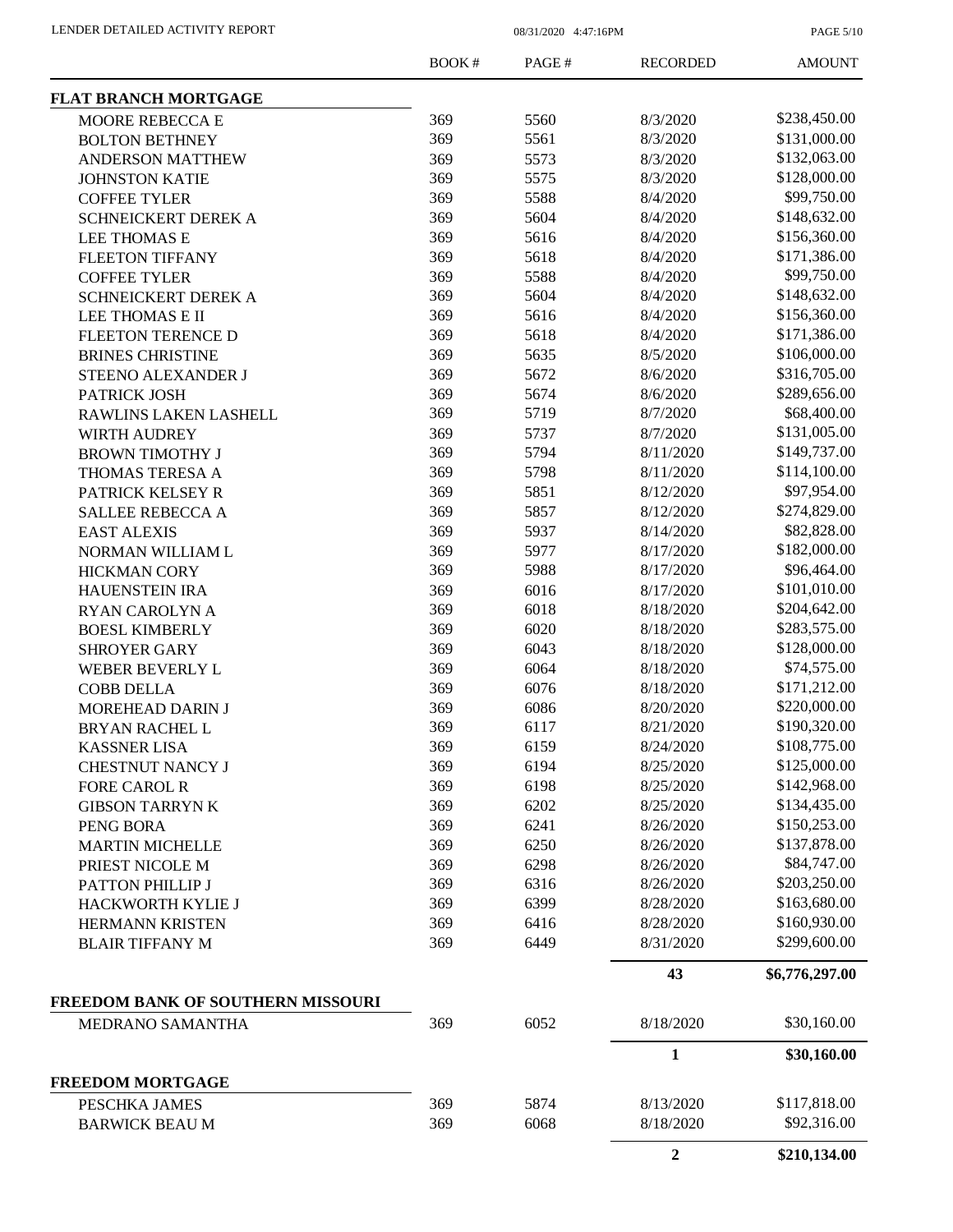| | BOOK # | PAGE # | RECORDED | AMOUNT |
|---|---|---|---|---|
| **FLAT BRANCH MORTGAGE** | | | | |
| MOORE REBECCA E | 369 | 5560 | 8/3/2020 | $238,450.00 |
| BOLTON BETHNEY | 369 | 5561 | 8/3/2020 | $131,000.00 |
| ANDERSON MATTHEW | 369 | 5573 | 8/3/2020 | $132,063.00 |
| JOHNSTON KATIE | 369 | 5575 | 8/3/2020 | $128,000.00 |
| COFFEE TYLER | 369 | 5588 | 8/4/2020 | $99,750.00 |
| SCHNEICKERT DEREK A | 369 | 5604 | 8/4/2020 | $148,632.00 |
| LEE THOMAS E | 369 | 5616 | 8/4/2020 | $156,360.00 |
| FLEETON TIFFANY | 369 | 5618 | 8/4/2020 | $171,386.00 |
| COFFEE TYLER | 369 | 5588 | 8/4/2020 | $99,750.00 |
| SCHNEICKERT DEREK A | 369 | 5604 | 8/4/2020 | $148,632.00 |
| LEE THOMAS E II | 369 | 5616 | 8/4/2020 | $156,360.00 |
| FLEETON TERENCE D | 369 | 5618 | 8/4/2020 | $171,386.00 |
| BRINES CHRISTINE | 369 | 5635 | 8/5/2020 | $106,000.00 |
| STEENO ALEXANDER J | 369 | 5672 | 8/6/2020 | $316,705.00 |
| PATRICK JOSH | 369 | 5674 | 8/6/2020 | $289,656.00 |
| RAWLINS LAKEN LASHELL | 369 | 5719 | 8/7/2020 | $68,400.00 |
| WIRTH AUDREY | 369 | 5737 | 8/7/2020 | $131,005.00 |
| BROWN TIMOTHY J | 369 | 5794 | 8/11/2020 | $149,737.00 |
| THOMAS TERESA A | 369 | 5798 | 8/11/2020 | $114,100.00 |
| PATRICK KELSEY R | 369 | 5851 | 8/12/2020 | $97,954.00 |
| SALLEE REBECCA A | 369 | 5857 | 8/12/2020 | $274,829.00 |
| EAST ALEXIS | 369 | 5937 | 8/14/2020 | $82,828.00 |
| NORMAN WILLIAM L | 369 | 5977 | 8/17/2020 | $182,000.00 |
| HICKMAN CORY | 369 | 5988 | 8/17/2020 | $96,464.00 |
| HAUENSTEIN IRA | 369 | 6016 | 8/17/2020 | $101,010.00 |
| RYAN CAROLYN A | 369 | 6018 | 8/18/2020 | $204,642.00 |
| BOESL KIMBERLY | 369 | 6020 | 8/18/2020 | $283,575.00 |
| SHROYER GARY | 369 | 6043 | 8/18/2020 | $128,000.00 |
| WEBER BEVERLY L | 369 | 6064 | 8/18/2020 | $74,575.00 |
| COBB DELLA | 369 | 6076 | 8/18/2020 | $171,212.00 |
| MOREHEAD DARIN J | 369 | 6086 | 8/20/2020 | $220,000.00 |
| BRYAN RACHEL L | 369 | 6117 | 8/21/2020 | $190,320.00 |
| KASSNER LISA | 369 | 6159 | 8/24/2020 | $108,775.00 |
| CHESTNUT NANCY J | 369 | 6194 | 8/25/2020 | $125,000.00 |
| FORE CAROL R | 369 | 6198 | 8/25/2020 | $142,968.00 |
| GIBSON TARRYN K | 369 | 6202 | 8/25/2020 | $134,435.00 |
| PENG BORA | 369 | 6241 | 8/26/2020 | $150,253.00 |
| MARTIN MICHELLE | 369 | 6250 | 8/26/2020 | $137,878.00 |
| PRIEST NICOLE M | 369 | 6298 | 8/26/2020 | $84,747.00 |
| PATTON PHILLIP J | 369 | 6316 | 8/26/2020 | $203,250.00 |
| HACKWORTH KYLIE J | 369 | 6399 | 8/28/2020 | $163,680.00 |
| HERMANN KRISTEN | 369 | 6416 | 8/28/2020 | $160,930.00 |
| BLAIR TIFFANY M | 369 | 6449 | 8/31/2020 | $299,600.00 |
| | | | **43** | **$6,776,297.00** |
| **FREEDOM BANK OF SOUTHERN MISSOURI** | | | | |
| MEDRANO SAMANTHA | 369 | 6052 | 8/18/2020 | $30,160.00 |
| | | | **1** | **$30,160.00** |
| **FREEDOM MORTGAGE** | | | | |
| PESCHKA JAMES | 369 | 5874 | 8/13/2020 | $117,818.00 |
| BARWICK BEAU M | 369 | 6068 | 8/18/2020 | $92,316.00 |
| | | | **2** | **$210,134.00** |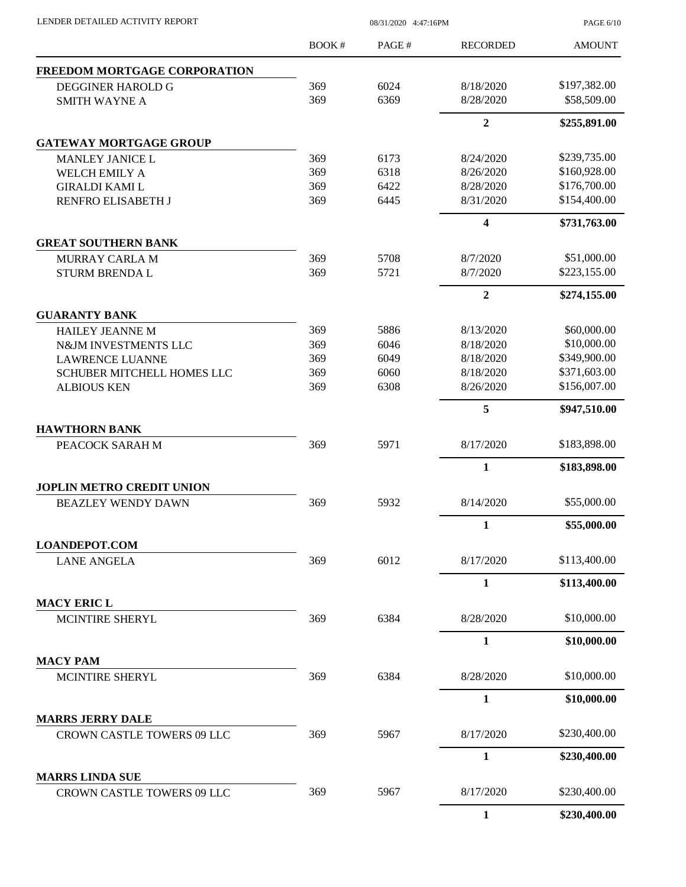| | BOOK # | PAGE # | RECORDED | AMOUNT |
|---|---|---|---|---|
| **FREEDOM MORTGAGE CORPORATION** | | | | |
| DEGGINER HAROLD G | 369 | 6024 | 8/18/2020 | $197,382.00 |
| SMITH WAYNE A | 369 | 6369 | 8/28/2020 | $58,509.00 |
| | | | **2** | **$255,891.00** |
| **GATEWAY MORTGAGE GROUP** | | | | |
| MANLEY JANICE L | 369 | 6173 | 8/24/2020 | $239,735.00 |
| WELCH EMILY A | 369 | 6318 | 8/26/2020 | $160,928.00 |
| GIRALDI KAMI L | 369 | 6422 | 8/28/2020 | $176,700.00 |
| RENFRO ELISABETH J | 369 | 6445 | 8/31/2020 | $154,400.00 |
| | | | **4** | **$731,763.00** |
| **GREAT SOUTHERN BANK** | | | | |
| MURRAY CARLA M | 369 | 5708 | 8/7/2020 | $51,000.00 |
| STURM BRENDA L | 369 | 5721 | 8/7/2020 | $223,155.00 |
| | | | **2** | **$274,155.00** |
| **GUARANTY BANK** | | | | |
| HAILEY JEANNE M | 369 | 5886 | 8/13/2020 | $60,000.00 |
| N&JM INVESTMENTS LLC | 369 | 6046 | 8/18/2020 | $10,000.00 |
| LAWRENCE LUANNE | 369 | 6049 | 8/18/2020 | $349,900.00 |
| SCHUBER MITCHELL HOMES LLC | 369 | 6060 | 8/18/2020 | $371,603.00 |
| ALBIOUS KEN | 369 | 6308 | 8/26/2020 | $156,007.00 |
| | | | **5** | **$947,510.00** |
| **HAWTHORN BANK** | | | | |
| PEACOCK SARAH M | 369 | 5971 | 8/17/2020 | $183,898.00 |
| | | | **1** | **$183,898.00** |
| **JOPLIN METRO CREDIT UNION** | | | | |
| BEAZLEY WENDY DAWN | 369 | 5932 | 8/14/2020 | $55,000.00 |
| | | | **1** | **$55,000.00** |
| **LOANDEPOT.COM** | | | | |
| LANE ANGELA | 369 | 6012 | 8/17/2020 | $113,400.00 |
| | | | **1** | **$113,400.00** |
| **MACY ERIC L** | | | | |
| MCINTIRE SHERYL | 369 | 6384 | 8/28/2020 | $10,000.00 |
| | | | **1** | **$10,000.00** |
| **MACY PAM** | | | | |
| MCINTIRE SHERYL | 369 | 6384 | 8/28/2020 | $10,000.00 |
| | | | **1** | **$10,000.00** |
| **MARRS JERRY DALE** | | | | |
| CROWN CASTLE TOWERS 09 LLC | 369 | 5967 | 8/17/2020 | $230,400.00 |
| | | | **1** | **$230,400.00** |
| **MARRS LINDA SUE** | | | | |
| CROWN CASTLE TOWERS 09 LLC | 369 | 5967 | 8/17/2020 | $230,400.00 |
| | | | **1** | **$230,400.00** |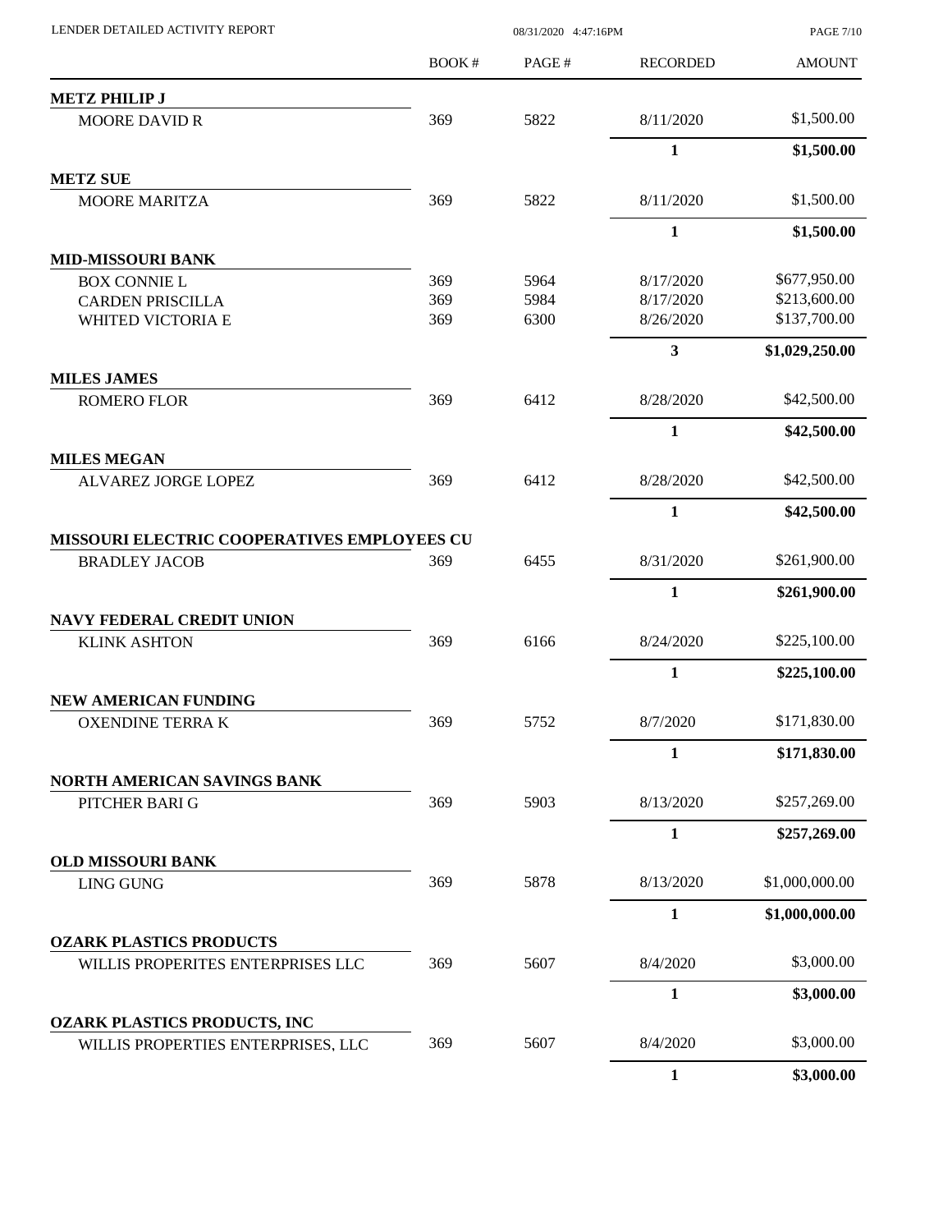LENDER DETAILED ACTIVITY REPORT 08/31/2020 4:47:16PM

| | BOOK # | PAGE # | RECORDED | AMOUNT |
|---|---|---|---|---|
| **METZ PHILIP J** | | | | |
| MOORE DAVID R | 369 | 5822 | 8/11/2020 | $1,500.00 |
| | | | **1** | **$1,500.00** |
| **METZ SUE** | | | | |
| MOORE MARITZA | 369 | 5822 | 8/11/2020 | $1,500.00 |
| | | | **1** | **$1,500.00** |
| **MID-MISSOURI BANK** | | | | |
| BOX CONNIE L | 369 | 5964 | 8/17/2020 | $677,950.00 |
| CARDEN PRISCILLA | 369 | 5984 | 8/17/2020 | $213,600.00 |
| WHITED VICTORIA E | 369 | 6300 | 8/26/2020 | $137,700.00 |
| | | | **3** | **$1,029,250.00** |
| **MILES JAMES** | | | | |
| ROMERO FLOR | 369 | 6412 | 8/28/2020 | $42,500.00 |
| | | | **1** | **$42,500.00** |
| **MILES MEGAN** | | | | |
| ALVAREZ JORGE LOPEZ | 369 | 6412 | 8/28/2020 | $42,500.00 |
| | | | **1** | **$42,500.00** |
| **MISSOURI ELECTRIC COOPERATIVES EMPLOYEES CU** | | | | |
| BRADLEY JACOB | 369 | 6455 | 8/31/2020 | $261,900.00 |
| | | | **1** | **$261,900.00** |
| **NAVY FEDERAL CREDIT UNION** | | | | |
| KLINK ASHTON | 369 | 6166 | 8/24/2020 | $225,100.00 |
| | | | **1** | **$225,100.00** |
| **NEW AMERICAN FUNDING** | | | | |
| OXENDINE TERRA K | 369 | 5752 | 8/7/2020 | $171,830.00 |
| | | | **1** | **$171,830.00** |
| **NORTH AMERICAN SAVINGS BANK** | | | | |
| PITCHER BARI G | 369 | 5903 | 8/13/2020 | $257,269.00 |
| | | | **1** | **$257,269.00** |
| **OLD MISSOURI BANK** | | | | |
| LING GUNG | 369 | 5878 | 8/13/2020 | $1,000,000.00 |
| | | | **1** | **$1,000,000.00** |
| **OZARK PLASTICS PRODUCTS** | | | | |
| WILLIS PROPERITES ENTERPRISES LLC | 369 | 5607 | 8/4/2020 | $3,000.00 |
| | | | **1** | **$3,000.00** |
| **OZARK PLASTICS PRODUCTS, INC** | | | | |
| WILLIS PROPERTIES ENTERPRISES, LLC | 369 | 5607 | 8/4/2020 | $3,000.00 |
| | | | **1** | **$3,000.00** |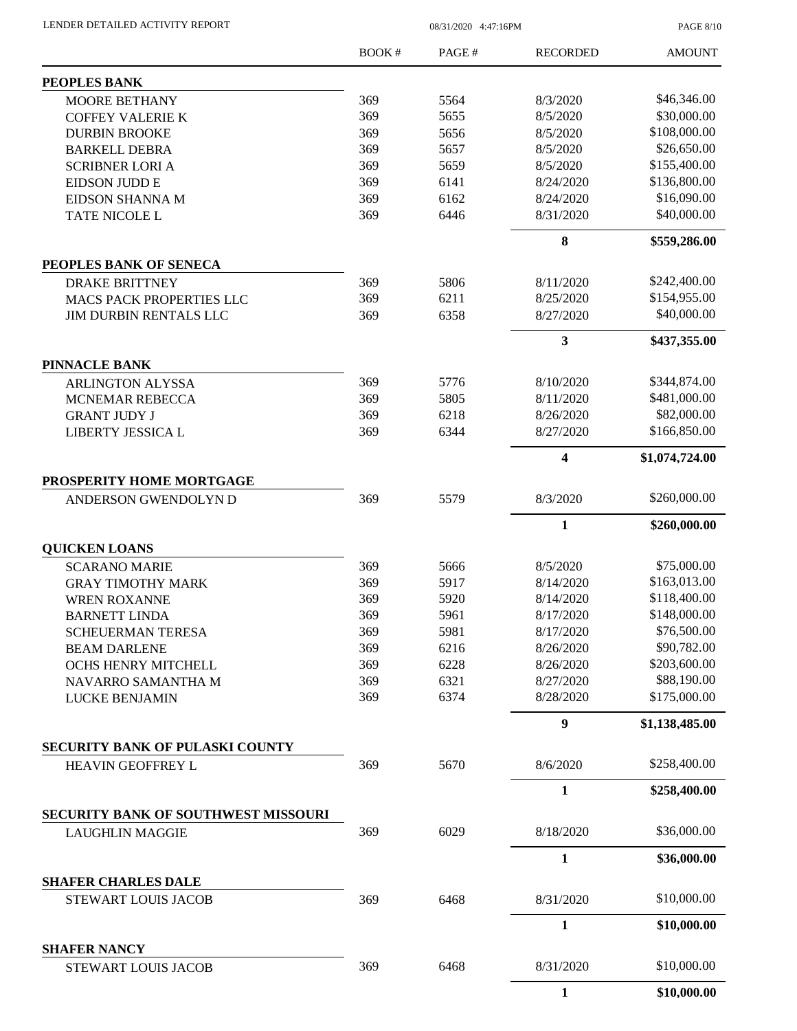LENDER DETAILED ACTIVITY REPORT

| | BOOK # | PAGE # | RECORDED | AMOUNT |
|---|---|---|---|---|
| **PEOPLES BANK** | | | | |
| MOORE BETHANY | 369 | 5564 | 8/3/2020 | $46,346.00 |
| COFFEY VALERIE K | 369 | 5655 | 8/5/2020 | $30,000.00 |
| DURBIN BROOKE | 369 | 5656 | 8/5/2020 | $108,000.00 |
| BARKELL DEBRA | 369 | 5657 | 8/5/2020 | $26,650.00 |
| SCRIBNER LORI A | 369 | 5659 | 8/5/2020 | $155,400.00 |
| EIDSON JUDD E | 369 | 6141 | 8/24/2020 | $136,800.00 |
| EIDSON SHANNA M | 369 | 6162 | 8/24/2020 | $16,090.00 |
| TATE NICOLE L | 369 | 6446 | 8/31/2020 | $40,000.00 |
| | | | **8** | **$559,286.00** |
| **PEOPLES BANK OF SENECA** | | | | |
| DRAKE BRITTNEY | 369 | 5806 | 8/11/2020 | $242,400.00 |
| MACS PACK PROPERTIES LLC | 369 | 6211 | 8/25/2020 | $154,955.00 |
| JIM DURBIN RENTALS LLC | 369 | 6358 | 8/27/2020 | $40,000.00 |
| | | | **3** | **$437,355.00** |
| **PINNACLE BANK** | | | | |
| ARLINGTON ALYSSA | 369 | 5776 | 8/10/2020 | $344,874.00 |
| MCNEMAR REBECCA | 369 | 5805 | 8/11/2020 | $481,000.00 |
| GRANT JUDY J | 369 | 6218 | 8/26/2020 | $82,000.00 |
| LIBERTY JESSICA L | 369 | 6344 | 8/27/2020 | $166,850.00 |
| | | | **4** | **$1,074,724.00** |
| **PROSPERITY HOME MORTGAGE** | | | | |
| ANDERSON GWENDOLYN D | 369 | 5579 | 8/3/2020 | $260,000.00 |
| | | | **1** | **$260,000.00** |
| **QUICKEN LOANS** | | | | |
| SCARANO MARIE | 369 | 5666 | 8/5/2020 | $75,000.00 |
| GRAY TIMOTHY MARK | 369 | 5917 | 8/14/2020 | $163,013.00 |
| WREN ROXANNE | 369 | 5920 | 8/14/2020 | $118,400.00 |
| BARNETT LINDA | 369 | 5961 | 8/17/2020 | $148,000.00 |
| SCHEUERMAN TERESA | 369 | 5981 | 8/17/2020 | $76,500.00 |
| BEAM DARLENE | 369 | 6216 | 8/26/2020 | $90,782.00 |
| OCHS HENRY MITCHELL | 369 | 6228 | 8/26/2020 | $203,600.00 |
| NAVARRO SAMANTHA M | 369 | 6321 | 8/27/2020 | $88,190.00 |
| LUCKE BENJAMIN | 369 | 6374 | 8/28/2020 | $175,000.00 |
| | | | **9** | **$1,138,485.00** |
| **SECURITY BANK OF PULASKI COUNTY** | | | | |
| HEAVIN GEOFFREY L | 369 | 5670 | 8/6/2020 | $258,400.00 |
| | | | **1** | **$258,400.00** |
| **SECURITY BANK OF SOUTHWEST MISSOURI** | | | | |
| LAUGHLIN MAGGIE | 369 | 6029 | 8/18/2020 | $36,000.00 |
| | | | **1** | **$36,000.00** |
| **SHAFER CHARLES DALE** | | | | |
| STEWART LOUIS JACOB | 369 | 6468 | 8/31/2020 | $10,000.00 |
| | | | **1** | **$10,000.00** |
| **SHAFER NANCY** | | | | |
| STEWART LOUIS JACOB | 369 | 6468 | 8/31/2020 | $10,000.00 |
| | | | **1** | **$10,000.00** |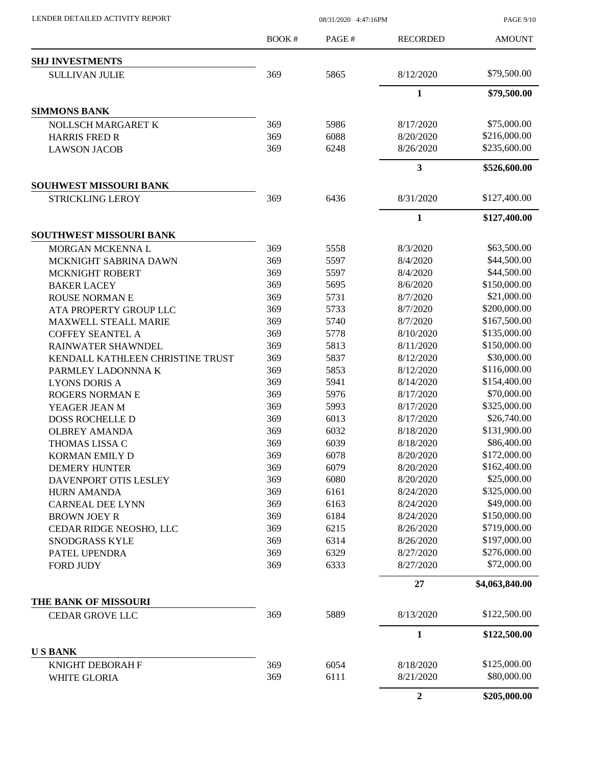| | BOOK # | PAGE # | RECORDED | AMOUNT |
|---|---|---|---|---|
| **SHJ INVESTMENTS** | | | | |
| SULLIVAN JULIE | 369 | 5865 | 8/12/2020 | $79,500.00 |
| | | | **1** | **$79,500.00** |
| **SIMMONS BANK** | | | | |
| NOLLSCH MARGARET K | 369 | 5986 | 8/17/2020 | $75,000.00 |
| HARRIS FRED R | 369 | 6088 | 8/20/2020 | $216,000.00 |
| LAWSON JACOB | 369 | 6248 | 8/26/2020 | $235,600.00 |
| | | | **3** | **$526,600.00** |
| **SOUHWEST MISSOURI BANK** | | | | |
| STRICKLING LEROY | 369 | 6436 | 8/31/2020 | $127,400.00 |
| | | | **1** | **$127,400.00** |
| **SOUTHWEST MISSOURI BANK** | | | | |
| MORGAN MCKENNA L | 369 | 5558 | 8/3/2020 | $63,500.00 |
| MCKNIGHT SABRINA DAWN | 369 | 5597 | 8/4/2020 | $44,500.00 |
| MCKNIGHT ROBERT | 369 | 5597 | 8/4/2020 | $44,500.00 |
| BAKER LACEY | 369 | 5695 | 8/6/2020 | $150,000.00 |
| ROUSE NORMAN E | 369 | 5731 | 8/7/2020 | $21,000.00 |
| ATA PROPERTY GROUP LLC | 369 | 5733 | 8/7/2020 | $200,000.00 |
| MAXWELL STEALL MARIE | 369 | 5740 | 8/7/2020 | $167,500.00 |
| COFFEY SEANTEL A | 369 | 5778 | 8/10/2020 | $135,000.00 |
| RAINWATER SHAWNDEL | 369 | 5813 | 8/11/2020 | $150,000.00 |
| KENDALL KATHLEEN CHRISTINE TRUST | 369 | 5837 | 8/12/2020 | $30,000.00 |
| PARMLEY LADONNNA K | 369 | 5853 | 8/12/2020 | $116,000.00 |
| LYONS DORIS A | 369 | 5941 | 8/14/2020 | $154,400.00 |
| ROGERS NORMAN E | 369 | 5976 | 8/17/2020 | $70,000.00 |
| YEAGER JEAN M | 369 | 5993 | 8/17/2020 | $325,000.00 |
| DOSS ROCHELLE D | 369 | 6013 | 8/17/2020 | $26,740.00 |
| OLBREY AMANDA | 369 | 6032 | 8/18/2020 | $131,900.00 |
| THOMAS LISSA C | 369 | 6039 | 8/18/2020 | $86,400.00 |
| KORMAN EMILY D | 369 | 6078 | 8/20/2020 | $172,000.00 |
| DEMERY HUNTER | 369 | 6079 | 8/20/2020 | $162,400.00 |
| DAVENPORT OTIS LESLEY | 369 | 6080 | 8/20/2020 | $25,000.00 |
| HURN AMANDA | 369 | 6161 | 8/24/2020 | $325,000.00 |
| CARNEAL DEE LYNN | 369 | 6163 | 8/24/2020 | $49,000.00 |
| BROWN JOEY R | 369 | 6184 | 8/24/2020 | $150,000.00 |
| CEDAR RIDGE NEOSHO, LLC | 369 | 6215 | 8/26/2020 | $719,000.00 |
| SNODGRASS KYLE | 369 | 6314 | 8/26/2020 | $197,000.00 |
| PATEL UPENDRA | 369 | 6329 | 8/27/2020 | $276,000.00 |
| FORD JUDY | 369 | 6333 | 8/27/2020 | $72,000.00 |
| | | | **27** | **$4,063,840.00** |
| **THE BANK OF MISSOURI** | | | | |
| CEDAR GROVE LLC | 369 | 5889 | 8/13/2020 | $122,500.00 |
| | | | **1** | **$122,500.00** |
| **U S BANK** | | | | |
| KNIGHT DEBORAH F | 369 | 6054 | 8/18/2020 | $125,000.00 |
| WHITE GLORIA | 369 | 6111 | 8/21/2020 | $80,000.00 |
| | | | **2** | **$205,000.00** |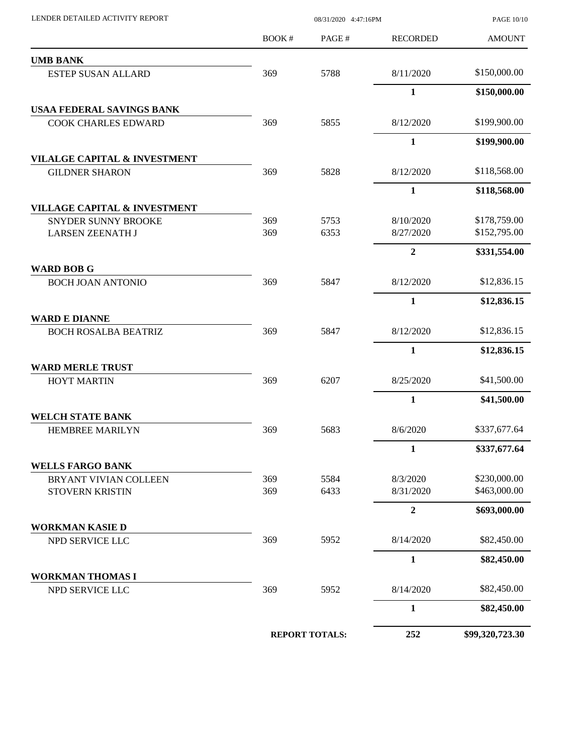| | BOOK # | PAGE # | RECORDED | AMOUNT |
|---|---|---|---|---|
| **UMB BANK** | | | | |
| ESTEP SUSAN ALLARD | 369 | 5788 | 8/11/2020 | $150,000.00 |
| | | | **1** | **$150,000.00** |
| **USAA FEDERAL SAVINGS BANK** | | | | |
| COOK CHARLES EDWARD | 369 | 5855 | 8/12/2020 | $199,900.00 |
| | | | **1** | **$199,900.00** |
| **VILALGE CAPITAL & INVESTMENT** | | | | |
| GILDNER SHARON | 369 | 5828 | 8/12/2020 | $118,568.00 |
| | | | **1** | **$118,568.00** |
| **VILLAGE CAPITAL & INVESTMENT** | | | | |
| SNYDER SUNNY BROOKE | 369 | 5753 | 8/10/2020 | $178,759.00 |
| LARSEN ZEENATH J | 369 | 6353 | 8/27/2020 | $152,795.00 |
| | | | **2** | **$331,554.00** |
| **WARD BOB G** | | | | |
| BOCH JOAN ANTONIO | 369 | 5847 | 8/12/2020 | $12,836.15 |
| | | | **1** | **$12,836.15** |
| **WARD E DIANNE** | | | | |
| BOCH ROSALBA BEATRIZ | 369 | 5847 | 8/12/2020 | $12,836.15 |
| | | | **1** | **$12,836.15** |
| **WARD MERLE TRUST** | | | | |
| HOYT MARTIN | 369 | 6207 | 8/25/2020 | $41,500.00 |
| | | | **1** | **$41,500.00** |
| **WELCH STATE BANK** | | | | |
| HEMBREE MARILYN | 369 | 5683 | 8/6/2020 | $337,677.64 |
| | | | **1** | **$337,677.64** |
| **WELLS FARGO BANK** | | | | |
| BRYANT VIVIAN COLLEEN | 369 | 5584 | 8/3/2020 | $230,000.00 |
| STOVERN KRISTIN | 369 | 6433 | 8/31/2020 | $463,000.00 |
| | | | **2** | **$693,000.00** |
| **WORKMAN KASIE D** | | | | |
| NPD SERVICE LLC | 369 | 5952 | 8/14/2020 | $82,450.00 |
| | | | **1** | **$82,450.00** |
| **WORKMAN THOMAS I** | | | | |
| NPD SERVICE LLC | 369 | 5952 | 8/14/2020 | $82,450.00 |
| | | | **1** | **$82,450.00** |
| | **REPORT TOTALS:** | | **252** | **$99,320,723.30** |